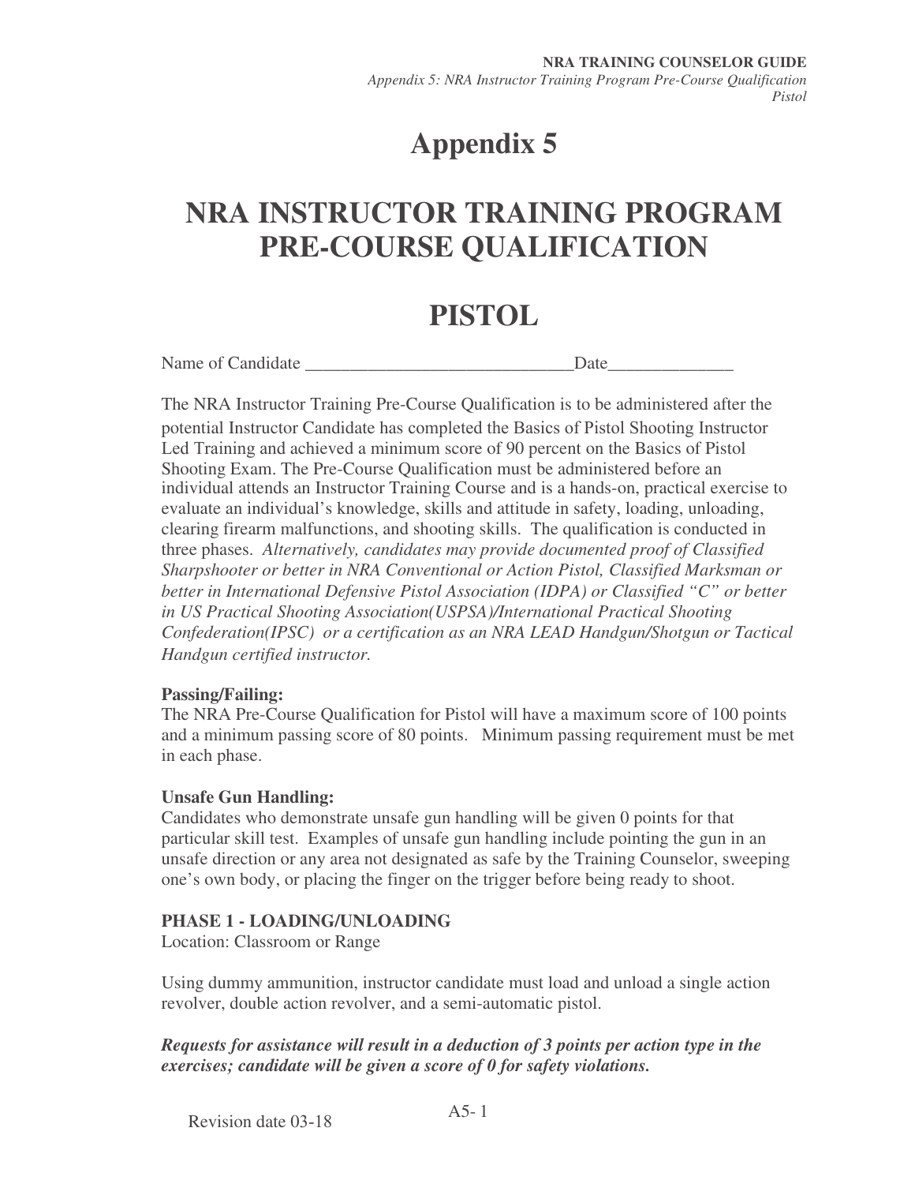# Appendix 5

# NRA INSTRUCTOR TRAINING PROGRAM PRE-COURSE QUALIFICATION

# PISTOL

Name of Candidate ______________________________Date______________

The NRA Instructor Training Pre-Course Qualification is to be administered after the potential Instructor Candidate has completed the Basics of Pistol Shooting Instructor Led Training and achieved a minimum score of 90 percent on the Basics of Pistol Shooting Exam. The Pre-Course Qualification must be administered before an individual attends an Instructor Training Course and is a hands-on, practical exercise to evaluate an individual's knowledge, skills and attitude in safety, loading, unloading, clearing firearm malfunctions, and shooting skills. The qualification is conducted in three phases. *Alternatively, candidates may provide documented proof of Classified Sharpshooter or better in NRA Conventional or Action Pistol, Classified Marksman or better in International Defensive Pistol Association (IDPA) or Classified "C" or better in US Practical Shooting Association(USPSA)/International Practical Shooting Confederation(IPSC) or a certification as an NRA LEAD Handgun/Shotgun or Tactical Handgun certified instructor.*

**Passing/Failing:**
The NRA Pre-Course Qualification for Pistol will have a maximum score of 100 points and a minimum passing score of 80 points. Minimum passing requirement must be met in each phase.

**Unsafe Gun Handling:**
Candidates who demonstrate unsafe gun handling will be given 0 points for that particular skill test. Examples of unsafe gun handling include pointing the gun in an unsafe direction or any area not designated as safe by the Training Counselor, sweeping one's own body, or placing the finger on the trigger before being ready to shoot.

**PHASE 1 - LOADING/UNLOADING**
Location: Classroom or Range

Using dummy ammunition, instructor candidate must load and unload a single action revolver, double action revolver, and a semi-automatic pistol.

***Requests for assistance will result in a deduction of 3 points per action type in the exercises; candidate will be given a score of 0 for safety violations.***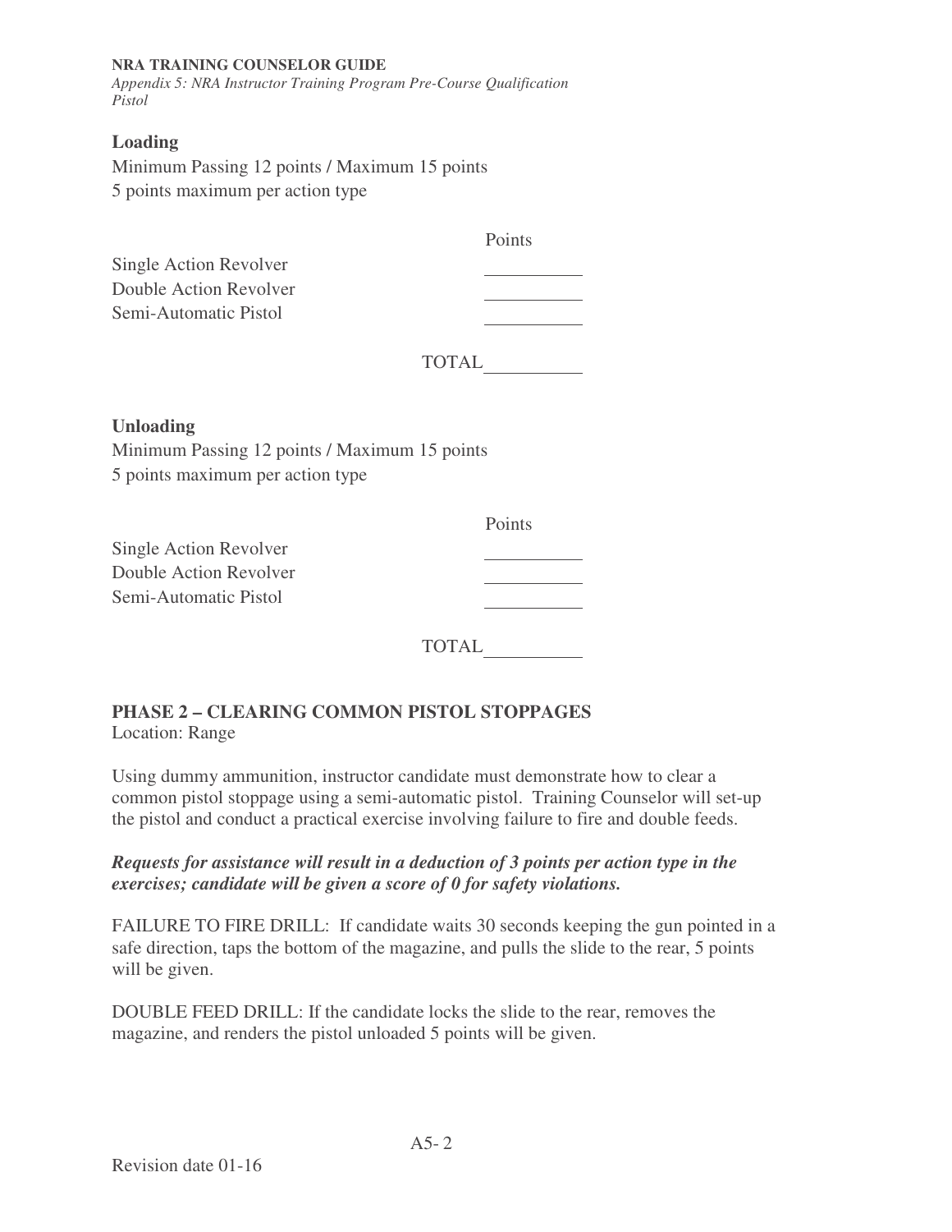### Loading

Minimum Passing 12 points / Maximum 15 points
5 points maximum per action type

| | Points |
|---|---|
| Single Action Revolver | ______ |
| Double Action Revolver | ______ |
| Semi-Automatic Pistol | ______ |
| TOTAL | ______ |

### Unloading

Minimum Passing 12 points / Maximum 15 points
5 points maximum per action type

| | Points |
|---|---|
| Single Action Revolver | ______ |
| Double Action Revolver | ______ |
| Semi-Automatic Pistol | ______ |
| TOTAL | ______ |

## PHASE 2 – CLEARING COMMON PISTOL STOPPAGES

Location: Range

Using dummy ammunition, instructor candidate must demonstrate how to clear a common pistol stoppage using a semi-automatic pistol. Training Counselor will set-up the pistol and conduct a practical exercise involving failure to fire and double feeds.

***Requests for assistance will result in a deduction of 3 points per action type in the exercises; candidate will be given a score of 0 for safety violations.***

FAILURE TO FIRE DRILL: If candidate waits 30 seconds keeping the gun pointed in a safe direction, taps the bottom of the magazine, and pulls the slide to the rear, 5 points will be given.

DOUBLE FEED DRILL: If the candidate locks the slide to the rear, removes the magazine, and renders the pistol unloaded 5 points will be given.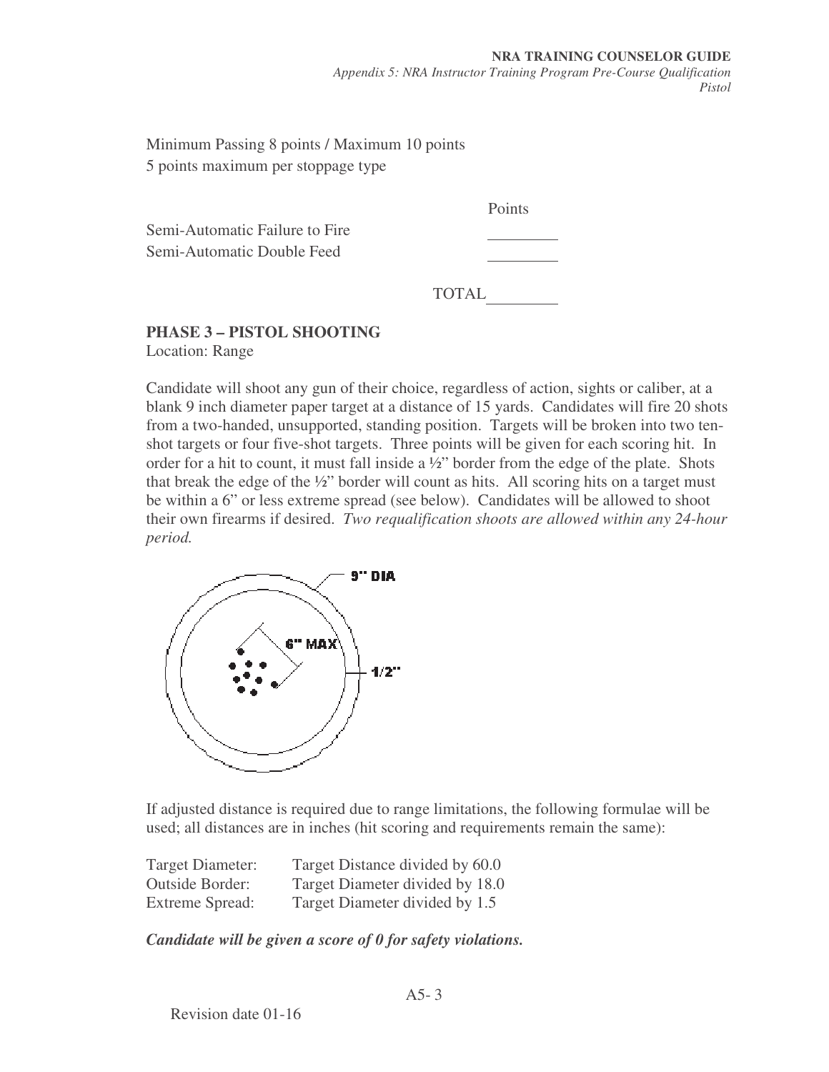Minimum Passing 8 points / Maximum 10 points
5 points maximum per stoppage type

| | Points |
|---|---|
| Semi-Automatic Failure to Fire | ________ |
| Semi-Automatic Double Feed | ________ |
| TOTAL | ________ |

## PHASE 3 – PISTOL SHOOTING

Location: Range

Candidate will shoot any gun of their choice, regardless of action, sights or caliber, at a blank 9 inch diameter paper target at a distance of 15 yards. Candidates will fire 20 shots from a two-handed, unsupported, standing position. Targets will be broken into two ten-shot targets or four five-shot targets. Three points will be given for each scoring hit. In order for a hit to count, it must fall inside a ½" border from the edge of the plate. Shots that break the edge of the ½" border will count as hits. All scoring hits on a target must be within a 6" or less extreme spread (see below). Candidates will be allowed to shoot their own firearms if desired. *Two requalification shoots are allowed within any 24-hour period.*

If adjusted distance is required due to range limitations, the following formulae will be used; all distances are in inches (hit scoring and requirements remain the same):

| | |
|---|---|
| Target Diameter: | Target Distance divided by 60.0 |
| Outside Border: | Target Diameter divided by 18.0 |
| Extreme Spread: | Target Diameter divided by 1.5 |

***Candidate will be given a score of 0 for safety violations.***

Revision date 01-16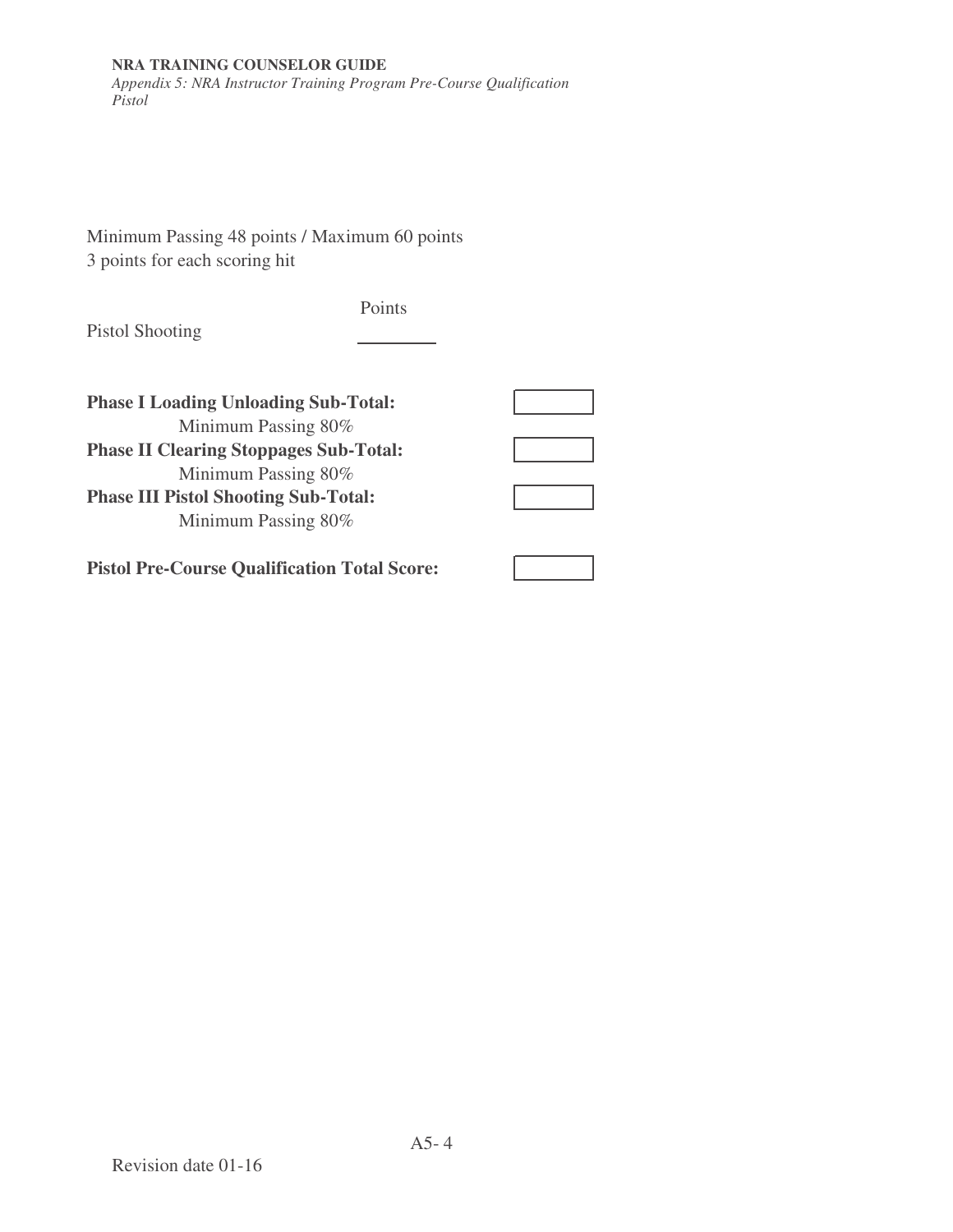Minimum Passing 48 points / Maximum 60 points
3 points for each scoring hit

| | Points |
|---|---|
| Pistol Shooting | ________ |

| | |
|---|---|
| **Phase I Loading Unloading Sub-Total:** | |
| Minimum Passing 80% | |
| **Phase II Clearing Stoppages Sub-Total:** | |
| Minimum Passing 80% | |
| **Phase III Pistol Shooting Sub-Total:** | |
| Minimum Passing 80% | |
| **Pistol Pre-Course Qualification Total Score:** | |

Revision date 01-16